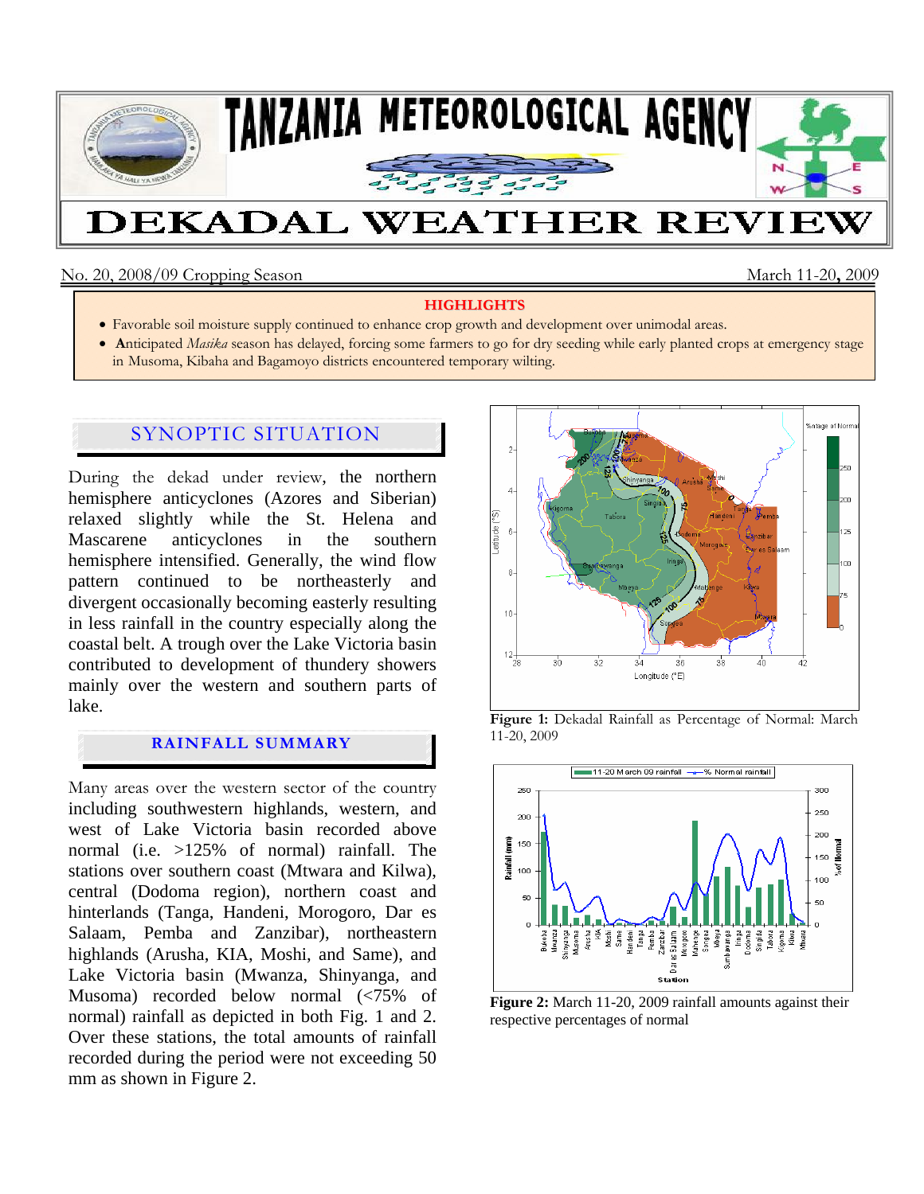# TANZANIA METEOROLOGICAL AGENCY

# DEKADAL WEATHER REVIEW

No. 20, 2008/09 Cropping Season — March 11-20, 2009

**HIGHLIGHTS**

- Favorable soil moisture supply continued to enhance crop growth and development over unimodal areas.
- **A**nticipated *Masika* season has delayed, forcing some farmers to go for dry seeding while early planted crops at emergency stage in Musoma, Kibaha and Bagamoyo districts encountered temporary wilting.

## SYNOPTIC SITUATION

During the dekad under review, the northern hemisphere anticyclones (Azores and Siberian) relaxed slightly while the St. Helena and Mascarene anticyclones in the southern hemisphere intensified. Generally, the wind flow pattern continued to be northeasterly and divergent occasionally becoming easterly resulting in less rainfall in the country especially along the coastal belt. A trough over the Lake Victoria basin contributed to development of thundery showers mainly over the western and southern parts of lake.

## RAINFALL SUMMARY

Many areas over the western sector of the country including southwestern highlands, western, and west of Lake Victoria basin recorded above normal (i.e. >125% of normal) rainfall. The stations over southern coast (Mtwara and Kilwa), central (Dodoma region), northern coast and hinterlands (Tanga, Handeni, Morogoro, Dar es Salaam, Pemba and Zanzibar), northeastern highlands (Arusha, KIA, Moshi, and Same), and Lake Victoria basin (Mwanza, Shinyanga, and Musoma) recorded below normal (<75% of normal) rainfall as depicted in both Fig. 1 and 2. Over these stations, the total amounts of rainfall recorded during the period were not exceeding 50 mm as shown in Figure 2.

**Figure 1:** Dekadal Rainfall as Percentage of Normal: March 11-20, 2009

**Figure 2:** March 11-20, 2009 rainfall amounts against their respective percentages of normal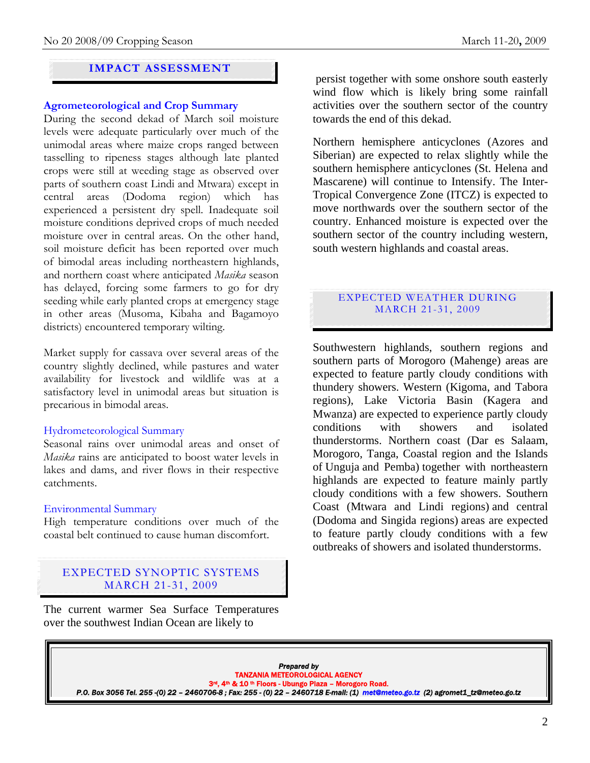## IMPACT ASSESSMENT

### Agrometeorological and Crop Summary

During the second dekad of March soil moisture levels were adequate particularly over much of the unimodal areas where maize crops ranged between tasselling to ripeness stages although late planted crops were still at weeding stage as observed over parts of southern coast Lindi and Mtwara) except in central areas (Dodoma region) which has experienced a persistent dry spell. Inadequate soil moisture conditions deprived crops of much needed moisture over in central areas. On the other hand, soil moisture deficit has been reported over much of bimodal areas including northeastern highlands, and northern coast where anticipated *Masika* season has delayed, forcing some farmers to go for dry seeding while early planted crops at emergency stage in other areas (Musoma, Kibaha and Bagamoyo districts) encountered temporary wilting.

Market supply for cassava over several areas of the country slightly declined, while pastures and water availability for livestock and wildlife was at a satisfactory level in unimodal areas but situation is precarious in bimodal areas.

### Hydrometeorological Summary

Seasonal rains over unimodal areas and onset of *Masika* rains are anticipated to boost water levels in lakes and dams, and river flows in their respective catchments.

### Environmental Summary

High temperature conditions over much of the coastal belt continued to cause human discomfort.

## EXPECTED SYNOPTIC SYSTEMS MARCH 21-31, 2009

The current warmer Sea Surface Temperatures over the southwest Indian Ocean are likely to persist together with some onshore south easterly wind flow which is likely bring some rainfall activities over the southern sector of the country towards the end of this dekad.

Northern hemisphere anticyclones (Azores and Siberian) are expected to relax slightly while the southern hemisphere anticyclones (St. Helena and Mascarene) will continue to Intensify. The Inter-Tropical Convergence Zone (ITCZ) is expected to move northwards over the southern sector of the country. Enhanced moisture is expected over the southern sector of the country including western, south western highlands and coastal areas.

## EXPECTED WEATHER DURING MARCH 21-31, 2009

Southwestern highlands, southern regions and southern parts of Morogoro (Mahenge) areas are expected to feature partly cloudy conditions with thundery showers. Western (Kigoma, and Tabora regions), Lake Victoria Basin (Kagera and Mwanza) are expected to experience partly cloudy conditions with showers and isolated thunderstorms. Northern coast (Dar es Salaam, Morogoro, Tanga, Coastal region and the Islands of Unguja and Pemba) together with northeastern highlands are expected to feature mainly partly cloudy conditions with a few showers. Southern Coast (Mtwara and Lindi regions) and central (Dodoma and Singida regions) areas are expected to feature partly cloudy conditions with a few outbreaks of showers and isolated thunderstorms.

*Prepared by*
**TANZANIA METEOROLOGICAL AGENCY**
**3rd, 4th & 10th Floors - Ubungo Plaza – Morogoro Road.**
*P.O. Box 3056 Tel. 255 -(0) 22 – 2460706-8 ; Fax: 255 - (0) 22 – 2460718 E-mail: (1) met@meteo.go.tz (2) agromet1_tz@meteo.go.tz*